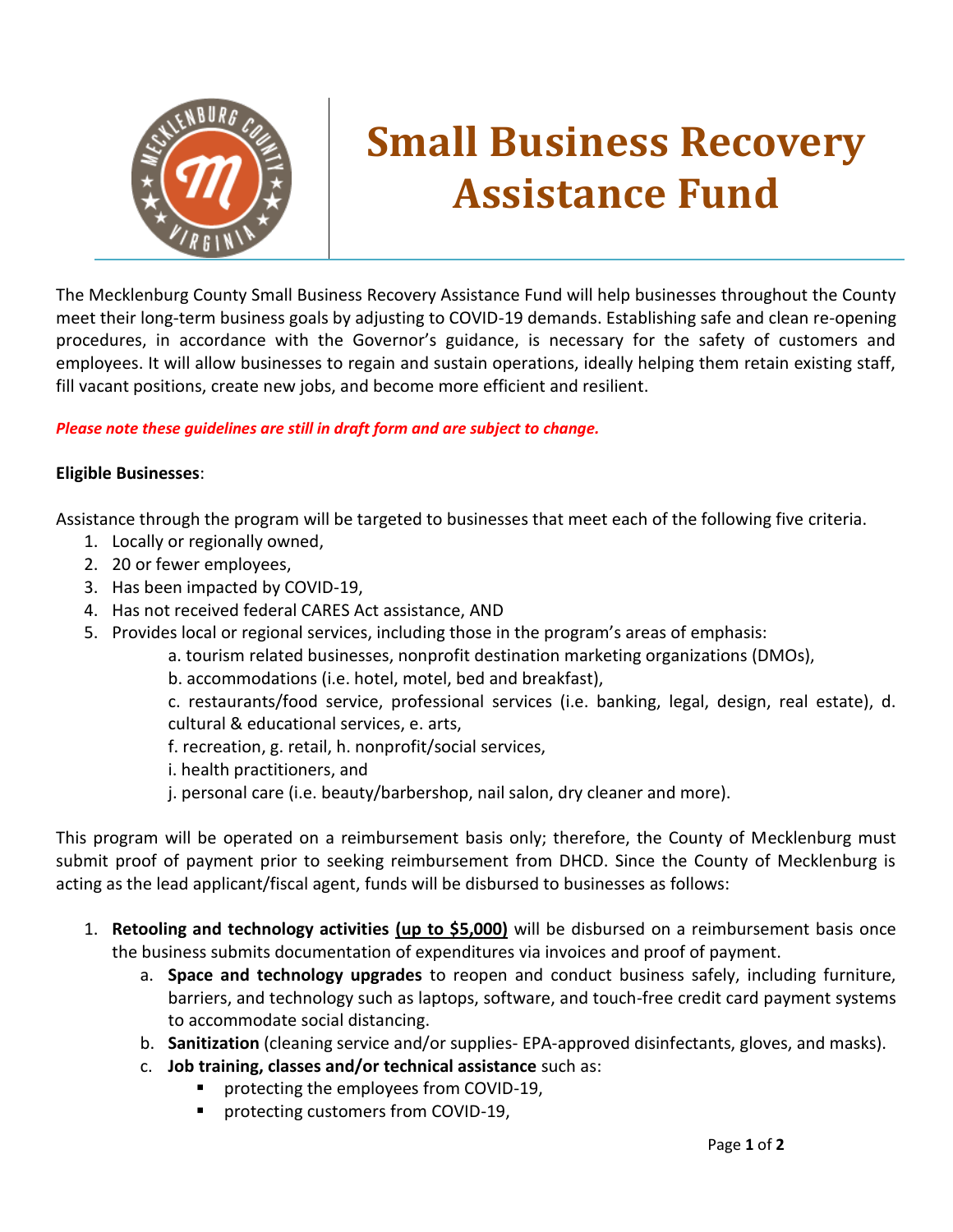# Small Business Recovery Assistance Fund

The Mecklenburg County Small Business Recovery Assistance Fund will help businesses throughout the County meet their long-term business goals by adjusting to COVID-19 demands. Establishing safe and clean re-opening procedures, in accordance with the Governor's guidance, is necessary for the safety of customers and employees. It will allow businesses to regain and sustain operations, ideally helping them retain existing staff, fill vacant positions, create new jobs, and become more efficient and resilient.

***Please note these guidelines are still in draft form and are subject to change.***

**Eligible Businesses**:

Assistance through the program will be targeted to businesses that meet each of the following five criteria.

1. Locally or regionally owned,
2. 20 or fewer employees,
3. Has been impacted by COVID-19,
4. Has not received federal CARES Act assistance, AND
5. Provides local or regional services, including those in the program's areas of emphasis:
    - a. tourism related businesses, nonprofit destination marketing organizations (DMOs),
    - b. accommodations (i.e. hotel, motel, bed and breakfast),
    - c. restaurants/food service, professional services (i.e. banking, legal, design, real estate), d. cultural & educational services, e. arts,
    - f. recreation, g. retail, h. nonprofit/social services,
    - i. health practitioners, and
    - j. personal care (i.e. beauty/barbershop, nail salon, dry cleaner and more).

This program will be operated on a reimbursement basis only; therefore, the County of Mecklenburg must submit proof of payment prior to seeking reimbursement from DHCD. Since the County of Mecklenburg is acting as the lead applicant/fiscal agent, funds will be disbursed to businesses as follows:

1. **Retooling and technology activities** **<u>(up to $5,000)</u>** will be disbursed on a reimbursement basis once the business submits documentation of expenditures via invoices and proof of payment.
    a. **Space and technology upgrades** to reopen and conduct business safely, including furniture, barriers, and technology such as laptops, software, and touch-free credit card payment systems to accommodate social distancing.
    b. **Sanitization** (cleaning service and/or supplies- EPA-approved disinfectants, gloves, and masks).
    c. **Job training, classes and/or technical assistance** such as:
        - protecting the employees from COVID-19,
        - protecting customers from COVID-19,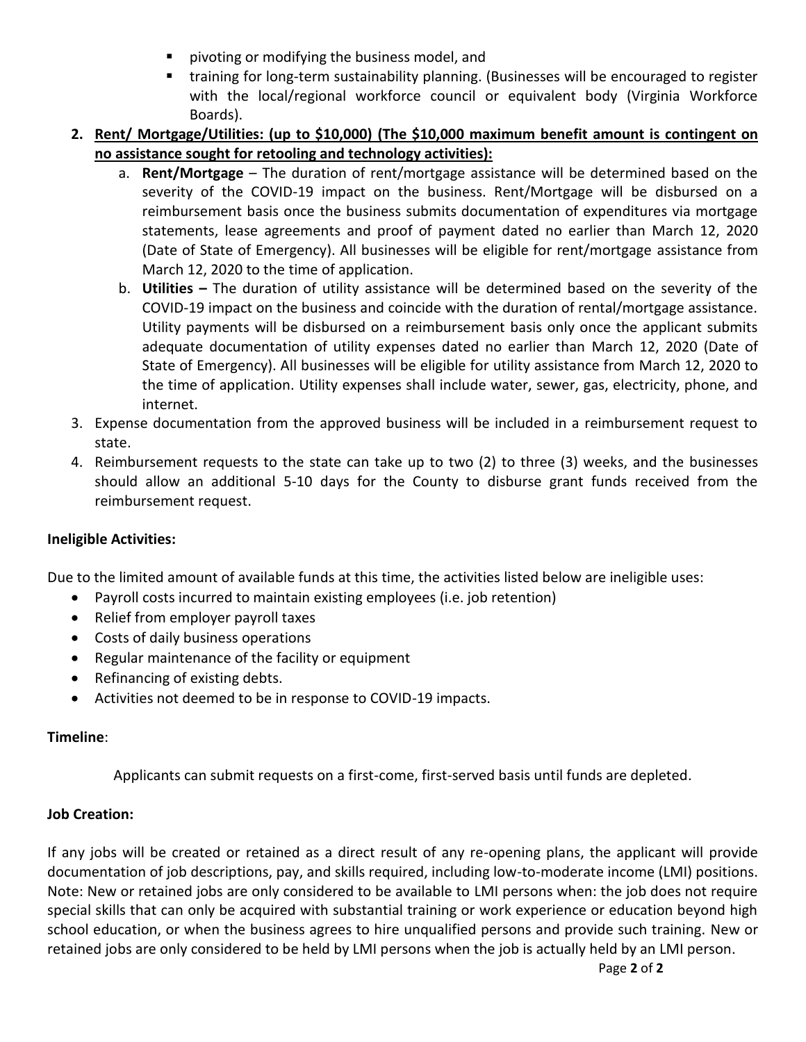- pivoting or modifying the business model, and
- training for long-term sustainability planning. (Businesses will be encouraged to register with the local/regional workforce council or equivalent body (Virginia Workforce Boards).

2. **Rent/ Mortgage/Utilities: (up to $10,000) (The $10,000 maximum benefit amount is contingent on no assistance sought for retooling and technology activities):**
   a. **Rent/Mortgage** – The duration of rent/mortgage assistance will be determined based on the severity of the COVID-19 impact on the business. Rent/Mortgage will be disbursed on a reimbursement basis once the business submits documentation of expenditures via mortgage statements, lease agreements and proof of payment dated no earlier than March 12, 2020 (Date of State of Emergency). All businesses will be eligible for rent/mortgage assistance from March 12, 2020 to the time of application.
   b. **Utilities –** The duration of utility assistance will be determined based on the severity of the COVID-19 impact on the business and coincide with the duration of rental/mortgage assistance. Utility payments will be disbursed on a reimbursement basis only once the applicant submits adequate documentation of utility expenses dated no earlier than March 12, 2020 (Date of State of Emergency). All businesses will be eligible for utility assistance from March 12, 2020 to the time of application. Utility expenses shall include water, sewer, gas, electricity, phone, and internet.
3. Expense documentation from the approved business will be included in a reimbursement request to state.
4. Reimbursement requests to the state can take up to two (2) to three (3) weeks, and the businesses should allow an additional 5-10 days for the County to disburse grant funds received from the reimbursement request.

**Ineligible Activities:**

Due to the limited amount of available funds at this time, the activities listed below are ineligible uses:

- Payroll costs incurred to maintain existing employees (i.e. job retention)
- Relief from employer payroll taxes
- Costs of daily business operations
- Regular maintenance of the facility or equipment
- Refinancing of existing debts.
- Activities not deemed to be in response to COVID-19 impacts.

**Timeline**:

Applicants can submit requests on a first-come, first-served basis until funds are depleted.

**Job Creation:**

If any jobs will be created or retained as a direct result of any re-opening plans, the applicant will provide documentation of job descriptions, pay, and skills required, including low-to-moderate income (LMI) positions. Note: New or retained jobs are only considered to be available to LMI persons when: the job does not require special skills that can only be acquired with substantial training or work experience or education beyond high school education, or when the business agrees to hire unqualified persons and provide such training. New or retained jobs are only considered to be held by LMI persons when the job is actually held by an LMI person.